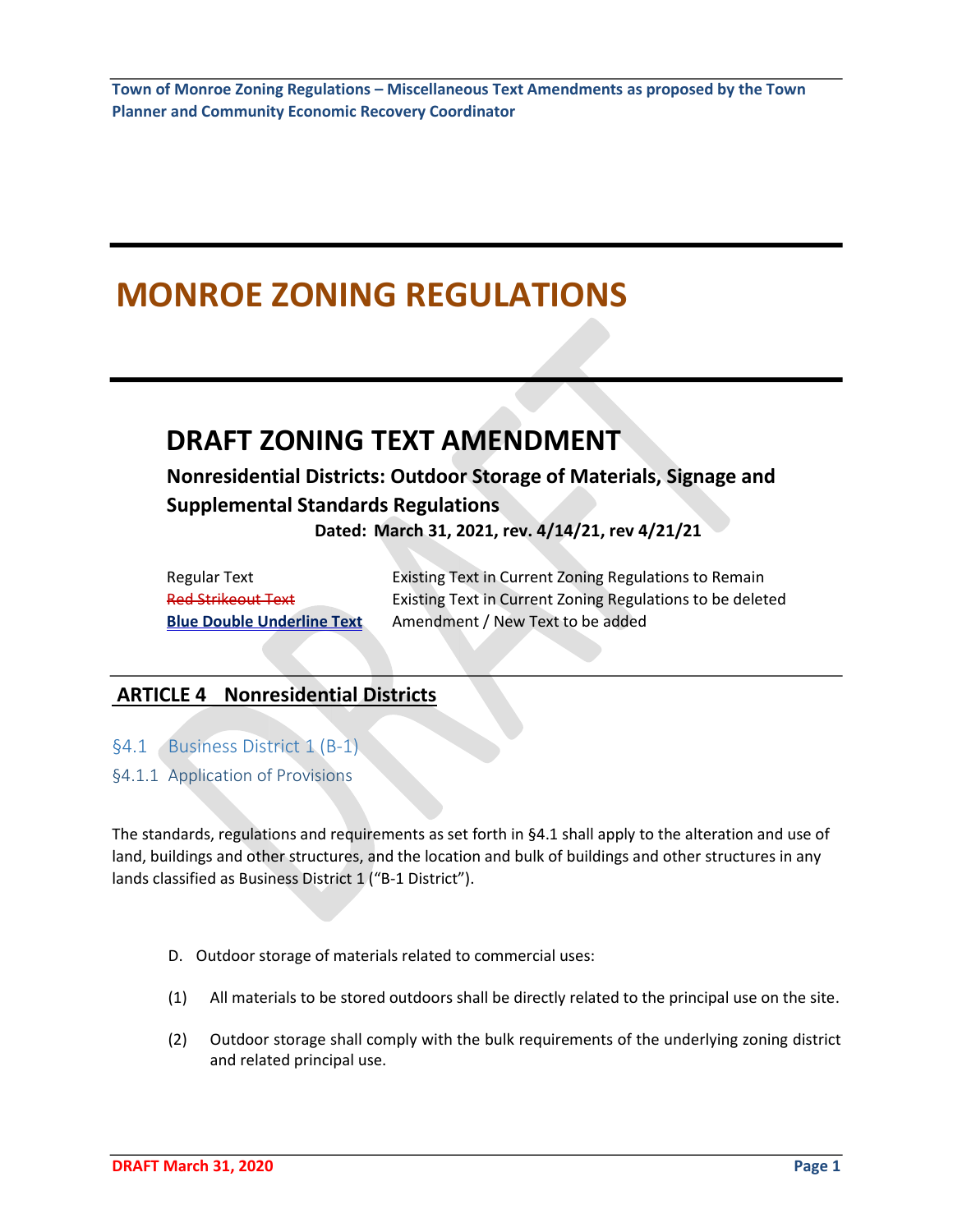# MONROE ZONING REGULATIONS

## DRAFT ZONING TEXT AMENDMENT

### Nonresidential Districts: Outdoor Storage of Materials, Signage and Supplemental Standards Regulations

**Dated: March 31, 2021, rev. 4/14/21, rev 4/21/21**

| | |
|---|---|
| Regular Text | Existing Text in Current Zoning Regulations to Remain |
| ~~Red Strikeout Text~~ | Existing Text in Current Zoning Regulations to be deleted |
| **Blue Double Underline Text** | Amendment / New Text to be added |

## ARTICLE 4 Nonresidential Districts

### §4.1 Business District 1 (B-1)

### §4.1.1 Application of Provisions

The standards, regulations and requirements as set forth in §4.1 shall apply to the alteration and use of land, buildings and other structures, and the location and bulk of buildings and other structures in any lands classified as Business District 1 ("B-1 District").

D. Outdoor storage of materials related to commercial uses:

(1) All materials to be stored outdoors shall be directly related to the principal use on the site.

(2) Outdoor storage shall comply with the bulk requirements of the underlying zoning district and related principal use.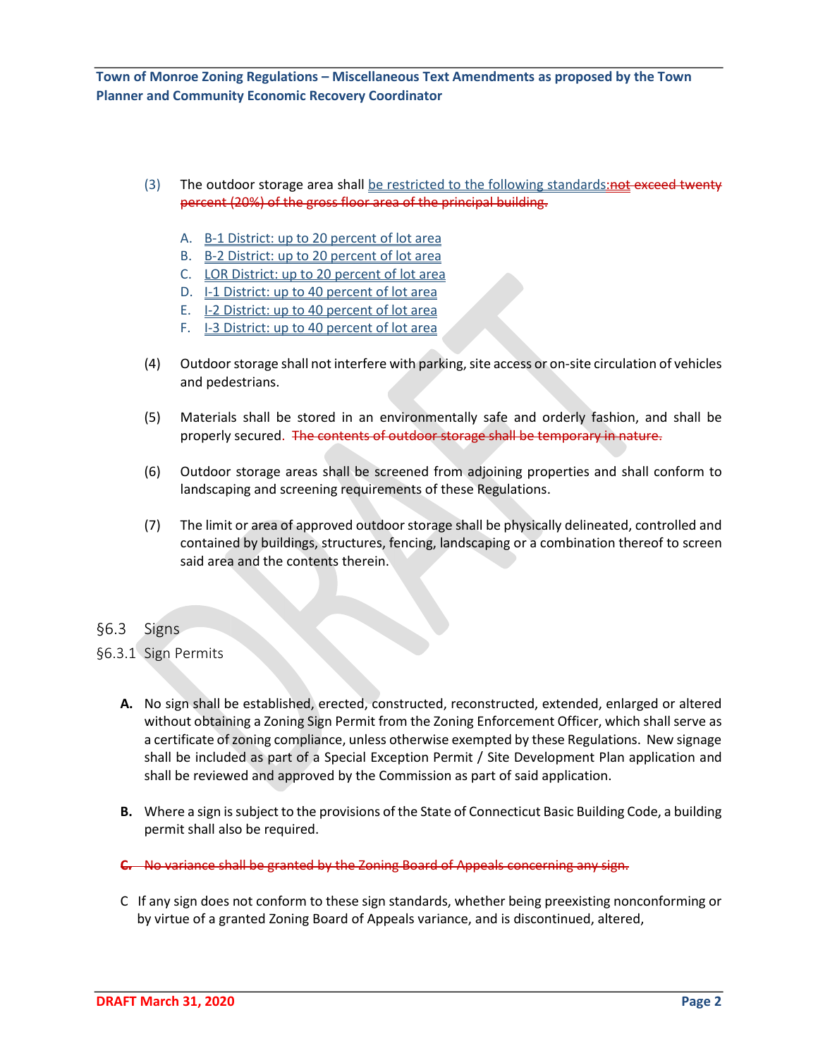(3) The outdoor storage area shall be restricted to the following standards:~~not exceed twenty percent (20%) of the gross floor area of the principal building.~~

A. B-1 District: up to 20 percent of lot area
B. B-2 District: up to 20 percent of lot area
C. LOR District: up to 20 percent of lot area
D. I-1 District: up to 40 percent of lot area
E. I-2 District: up to 40 percent of lot area
F. I-3 District: up to 40 percent of lot area

(4) Outdoor storage shall not interfere with parking, site access or on-site circulation of vehicles and pedestrians.

(5) Materials shall be stored in an environmentally safe and orderly fashion, and shall be properly secured. ~~The contents of outdoor storage shall be temporary in nature.~~

(6) Outdoor storage areas shall be screened from adjoining properties and shall conform to landscaping and screening requirements of these Regulations.

(7) The limit or area of approved outdoor storage shall be physically delineated, controlled and contained by buildings, structures, fencing, landscaping or a combination thereof to screen said area and the contents therein.

## §6.3 Signs

### §6.3.1 Sign Permits

**A.** No sign shall be established, erected, constructed, reconstructed, extended, enlarged or altered without obtaining a Zoning Sign Permit from the Zoning Enforcement Officer, which shall serve as a certificate of zoning compliance, unless otherwise exempted by these Regulations. New signage shall be included as part of a Special Exception Permit / Site Development Plan application and shall be reviewed and approved by the Commission as part of said application.

**B.** Where a sign is subject to the provisions of the State of Connecticut Basic Building Code, a building permit shall also be required.

~~**C.** No variance shall be granted by the Zoning Board of Appeals concerning any sign.~~

C If any sign does not conform to these sign standards, whether being preexisting nonconforming or by virtue of a granted Zoning Board of Appeals variance, and is discontinued, altered,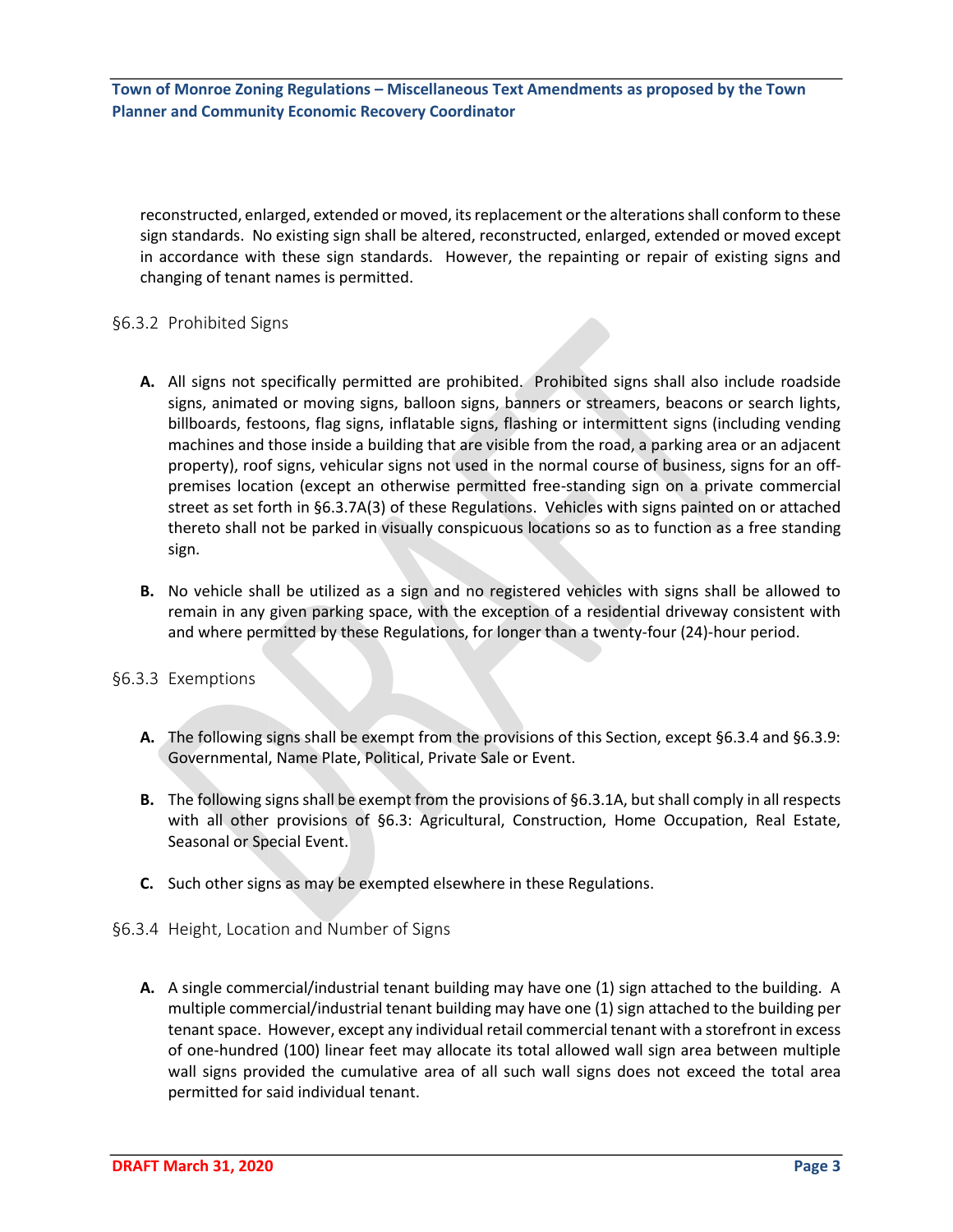reconstructed, enlarged, extended or moved, its replacement or the alterations shall conform to these sign standards. No existing sign shall be altered, reconstructed, enlarged, extended or moved except in accordance with these sign standards. However, the repainting or repair of existing signs and changing of tenant names is permitted.

### §6.3.2 Prohibited Signs

**A.** All signs not specifically permitted are prohibited. Prohibited signs shall also include roadside signs, animated or moving signs, balloon signs, banners or streamers, beacons or search lights, billboards, festoons, flag signs, inflatable signs, flashing or intermittent signs (including vending machines and those inside a building that are visible from the road, a parking area or an adjacent property), roof signs, vehicular signs not used in the normal course of business, signs for an off-premises location (except an otherwise permitted free-standing sign on a private commercial street as set forth in §6.3.7A(3) of these Regulations. Vehicles with signs painted on or attached thereto shall not be parked in visually conspicuous locations so as to function as a free standing sign.

**B.** No vehicle shall be utilized as a sign and no registered vehicles with signs shall be allowed to remain in any given parking space, with the exception of a residential driveway consistent with and where permitted by these Regulations, for longer than a twenty-four (24)-hour period.

### §6.3.3 Exemptions

**A.** The following signs shall be exempt from the provisions of this Section, except §6.3.4 and §6.3.9: Governmental, Name Plate, Political, Private Sale or Event.

**B.** The following signs shall be exempt from the provisions of §6.3.1A, but shall comply in all respects with all other provisions of §6.3: Agricultural, Construction, Home Occupation, Real Estate, Seasonal or Special Event.

**C.** Such other signs as may be exempted elsewhere in these Regulations.

### §6.3.4 Height, Location and Number of Signs

**A.** A single commercial/industrial tenant building may have one (1) sign attached to the building. A multiple commercial/industrial tenant building may have one (1) sign attached to the building per tenant space. However, except any individual retail commercial tenant with a storefront in excess of one-hundred (100) linear feet may allocate its total allowed wall sign area between multiple wall signs provided the cumulative area of all such wall signs does not exceed the total area permitted for said individual tenant.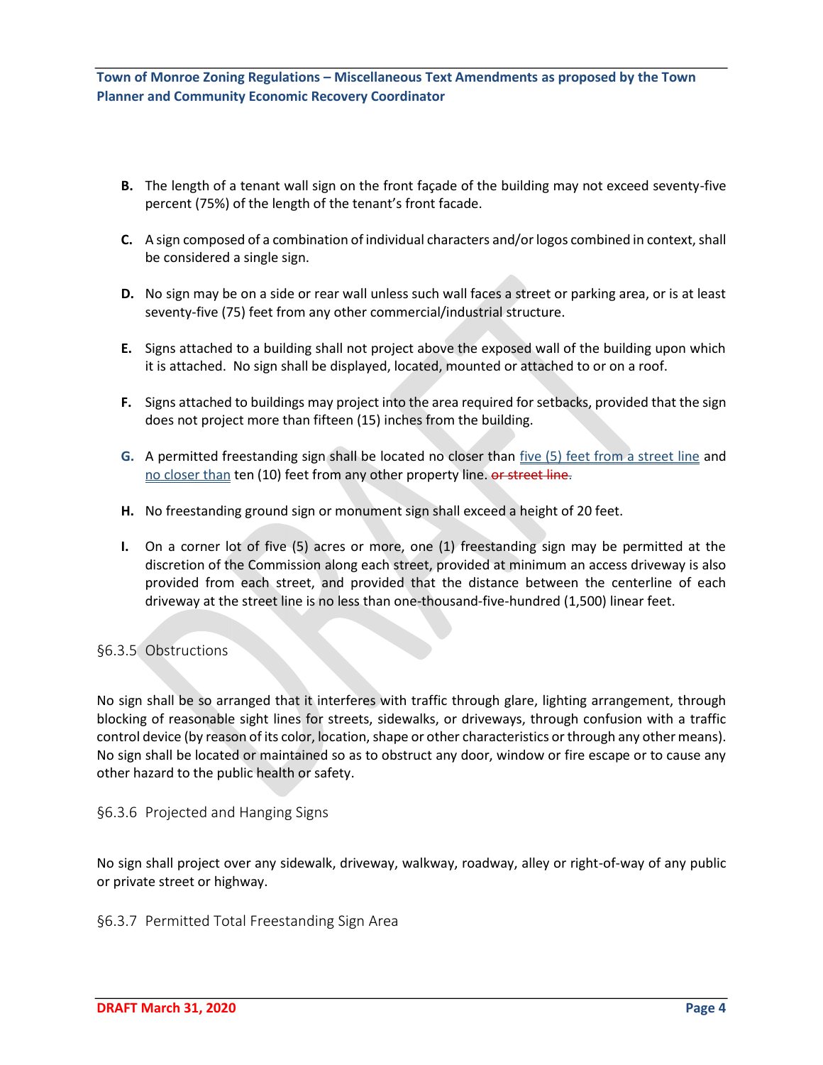**B.** The length of a tenant wall sign on the front façade of the building may not exceed seventy-five percent (75%) of the length of the tenant's front facade.

**C.** A sign composed of a combination of individual characters and/or logos combined in context, shall be considered a single sign.

**D.** No sign may be on a side or rear wall unless such wall faces a street or parking area, or is at least seventy-five (75) feet from any other commercial/industrial structure.

**E.** Signs attached to a building shall not project above the exposed wall of the building upon which it is attached. No sign shall be displayed, located, mounted or attached to or on a roof.

**F.** Signs attached to buildings may project into the area required for setbacks, provided that the sign does not project more than fifteen (15) inches from the building.

**G.** A permitted freestanding sign shall be located no closer than <u>five (5) feet from a street line</u> and <u>no closer than</u> ten (10) feet from any other property line. ~~or street line~~.

**H.** No freestanding ground sign or monument sign shall exceed a height of 20 feet.

**I.** On a corner lot of five (5) acres or more, one (1) freestanding sign may be permitted at the discretion of the Commission along each street, provided at minimum an access driveway is also provided from each street, and provided that the distance between the centerline of each driveway at the street line is no less than one-thousand-five-hundred (1,500) linear feet.

### §6.3.5 Obstructions

No sign shall be so arranged that it interferes with traffic through glare, lighting arrangement, through blocking of reasonable sight lines for streets, sidewalks, or driveways, through confusion with a traffic control device (by reason of its color, location, shape or other characteristics or through any other means). No sign shall be located or maintained so as to obstruct any door, window or fire escape or to cause any other hazard to the public health or safety.

### §6.3.6 Projected and Hanging Signs

No sign shall project over any sidewalk, driveway, walkway, roadway, alley or right-of-way of any public or private street or highway.

### §6.3.7 Permitted Total Freestanding Sign Area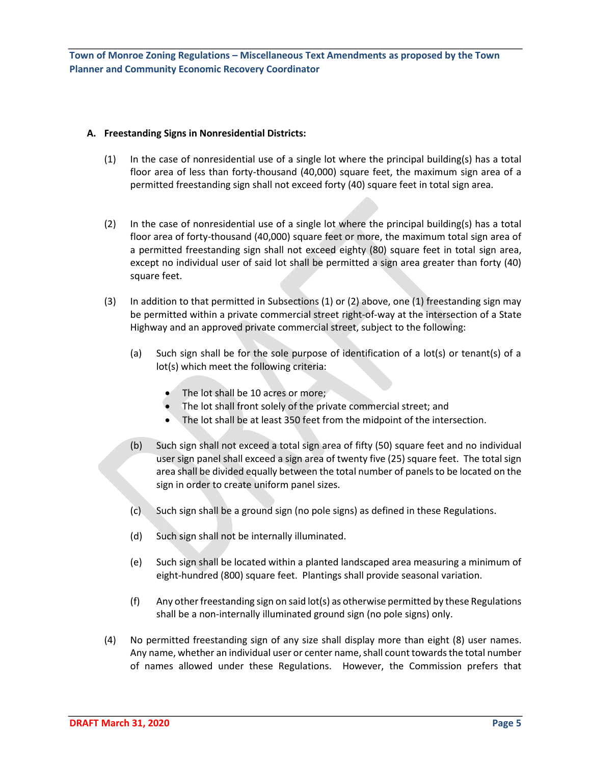**A. Freestanding Signs in Nonresidential Districts:**

(1) In the case of nonresidential use of a single lot where the principal building(s) has a total floor area of less than forty-thousand (40,000) square feet, the maximum sign area of a permitted freestanding sign shall not exceed forty (40) square feet in total sign area.

(2) In the case of nonresidential use of a single lot where the principal building(s) has a total floor area of forty-thousand (40,000) square feet or more, the maximum total sign area of a permitted freestanding sign shall not exceed eighty (80) square feet in total sign area, except no individual user of said lot shall be permitted a sign area greater than forty (40) square feet.

(3) In addition to that permitted in Subsections (1) or (2) above, one (1) freestanding sign may be permitted within a private commercial street right-of-way at the intersection of a State Highway and an approved private commercial street, subject to the following:

(a) Such sign shall be for the sole purpose of identification of a lot(s) or tenant(s) of a lot(s) which meet the following criteria:

- The lot shall be 10 acres or more;
- The lot shall front solely of the private commercial street; and
- The lot shall be at least 350 feet from the midpoint of the intersection.

(b) Such sign shall not exceed a total sign area of fifty (50) square feet and no individual user sign panel shall exceed a sign area of twenty five (25) square feet. The total sign area shall be divided equally between the total number of panels to be located on the sign in order to create uniform panel sizes.

(c) Such sign shall be a ground sign (no pole signs) as defined in these Regulations.

(d) Such sign shall not be internally illuminated.

(e) Such sign shall be located within a planted landscaped area measuring a minimum of eight-hundred (800) square feet. Plantings shall provide seasonal variation.

(f) Any other freestanding sign on said lot(s) as otherwise permitted by these Regulations shall be a non-internally illuminated ground sign (no pole signs) only.

(4) No permitted freestanding sign of any size shall display more than eight (8) user names. Any name, whether an individual user or center name, shall count towards the total number of names allowed under these Regulations. However, the Commission prefers that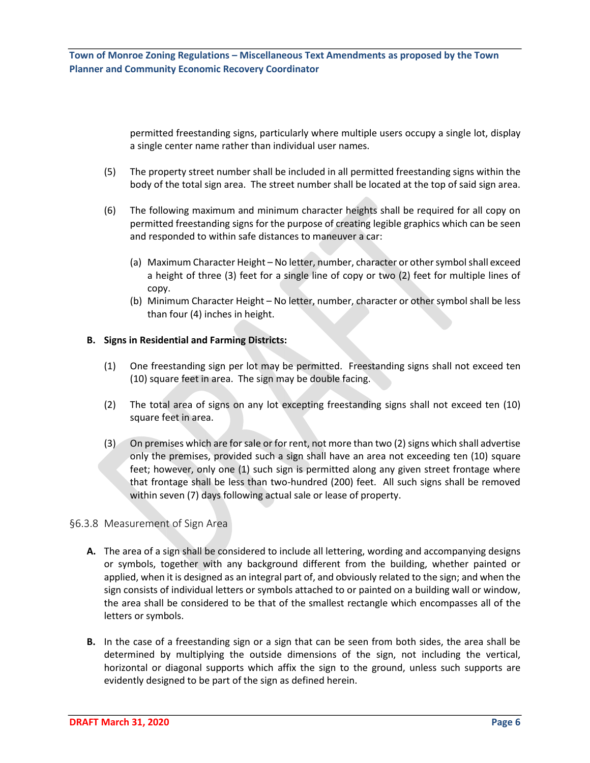permitted freestanding signs, particularly where multiple users occupy a single lot, display a single center name rather than individual user names.

(5) The property street number shall be included in all permitted freestanding signs within the body of the total sign area. The street number shall be located at the top of said sign area.

(6) The following maximum and minimum character heights shall be required for all copy on permitted freestanding signs for the purpose of creating legible graphics which can be seen and responded to within safe distances to maneuver a car:

(a) Maximum Character Height – No letter, number, character or other symbol shall exceed a height of three (3) feet for a single line of copy or two (2) feet for multiple lines of copy.

(b) Minimum Character Height – No letter, number, character or other symbol shall be less than four (4) inches in height.

**B. Signs in Residential and Farming Districts:**

(1) One freestanding sign per lot may be permitted. Freestanding signs shall not exceed ten (10) square feet in area. The sign may be double facing.

(2) The total area of signs on any lot excepting freestanding signs shall not exceed ten (10) square feet in area.

(3) On premises which are for sale or for rent, not more than two (2) signs which shall advertise only the premises, provided such a sign shall have an area not exceeding ten (10) square feet; however, only one (1) such sign is permitted along any given street frontage where that frontage shall be less than two-hundred (200) feet. All such signs shall be removed within seven (7) days following actual sale or lease of property.

## §6.3.8 Measurement of Sign Area

**A.** The area of a sign shall be considered to include all lettering, wording and accompanying designs or symbols, together with any background different from the building, whether painted or applied, when it is designed as an integral part of, and obviously related to the sign; and when the sign consists of individual letters or symbols attached to or painted on a building wall or window, the area shall be considered to be that of the smallest rectangle which encompasses all of the letters or symbols.

**B.** In the case of a freestanding sign or a sign that can be seen from both sides, the area shall be determined by multiplying the outside dimensions of the sign, not including the vertical, horizontal or diagonal supports which affix the sign to the ground, unless such supports are evidently designed to be part of the sign as defined herein.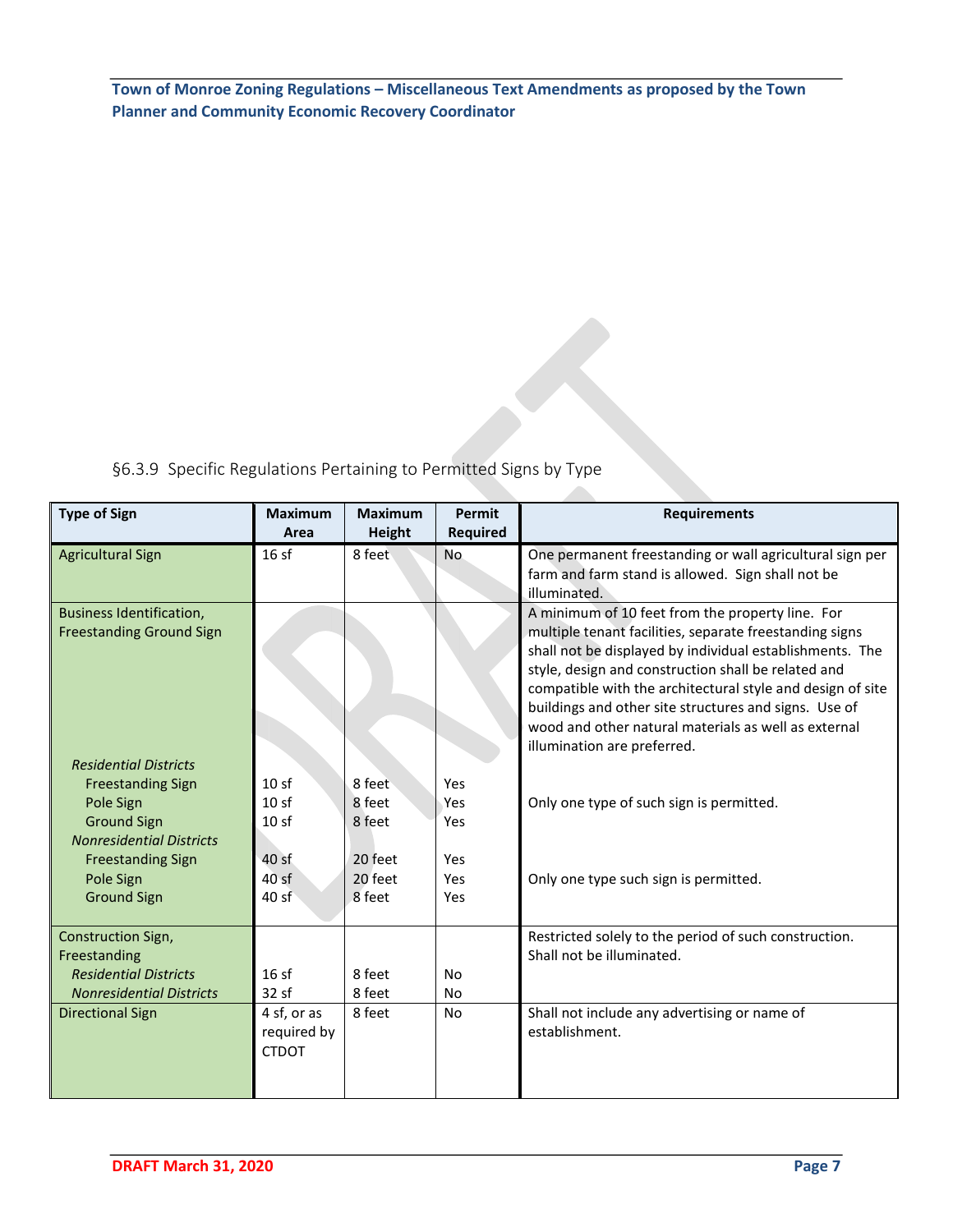§6.3.9 Specific Regulations Pertaining to Permitted Signs by Type

| Type of Sign | Maximum Area | Maximum Height | Permit Required | Requirements |
|---|---|---|---|---|
| Agricultural Sign | 16 sf | 8 feet | No | One permanent freestanding or wall agricultural sign per farm and farm stand is allowed. Sign shall not be illuminated. |
| Business Identification, Freestanding Ground Sign | | | | A minimum of 10 feet from the property line. For multiple tenant facilities, separate freestanding signs shall not be displayed by individual establishments. The style, design and construction shall be related and compatible with the architectural style and design of site buildings and other site structures and signs. Use of wood and other natural materials as well as external illumination are preferred. |
| *Residential Districts* | | | | |
| Freestanding Sign | 10 sf | 8 feet | Yes | |
| Pole Sign | 10 sf | 8 feet | Yes | Only one type of such sign is permitted. |
| Ground Sign | 10 sf | 8 feet | Yes | |
| *Nonresidential Districts* | | | | |
| Freestanding Sign | 40 sf | 20 feet | Yes | |
| Pole Sign | 40 sf | 20 feet | Yes | Only one type such sign is permitted. |
| Ground Sign | 40 sf | 8 feet | Yes | |
| Construction Sign, Freestanding | | | | Restricted solely to the period of such construction. Shall not be illuminated. |
| *Residential Districts* | 16 sf | 8 feet | No | |
| *Nonresidential Districts* | 32 sf | 8 feet | No | |
| Directional Sign | 4 sf, or as required by CTDOT | 8 feet | No | Shall not include any advertising or name of establishment. |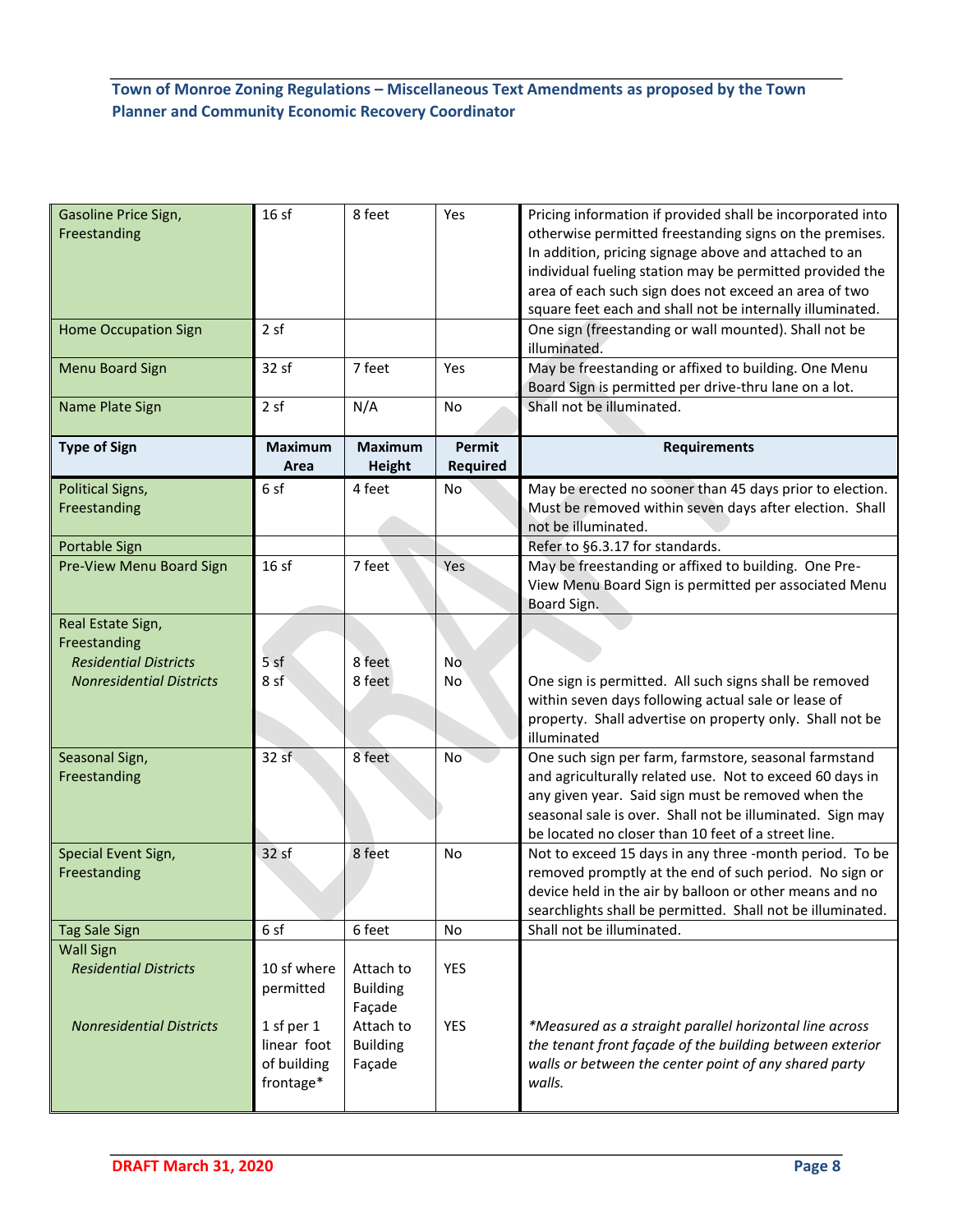| Gasoline Price Sign, Freestanding | 16 sf | 8 feet | Yes | Pricing information if provided shall be incorporated into otherwise permitted freestanding signs on the premises. In addition, pricing signage above and attached to an individual fueling station may be permitted provided the area of each such sign does not exceed an area of two square feet each and shall not be internally illuminated. |
|---|---|---|---|---|
| Home Occupation Sign | 2 sf | | | One sign (freestanding or wall mounted). Shall not be illuminated. |
| Menu Board Sign | 32 sf | 7 feet | Yes | May be freestanding or affixed to building. One Menu Board Sign is permitted per drive-thru lane on a lot. |
| Name Plate Sign | 2 sf | N/A | No | Shall not be illuminated. |
| **Type of Sign** | **Maximum Area** | **Maximum Height** | **Permit Required** | **Requirements** |
| Political Signs, Freestanding | 6 sf | 4 feet | No | May be erected no sooner than 45 days prior to election. Must be removed within seven days after election. Shall not be illuminated. |
| Portable Sign | | | | Refer to §6.3.17 for standards. |
| Pre-View Menu Board Sign | 16 sf | 7 feet | Yes | May be freestanding or affixed to building. One Pre-View Menu Board Sign is permitted per associated Menu Board Sign. |
| Real Estate Sign, Freestanding<br>*Residential Districts*<br>*Nonresidential Districts* | <br>5 sf<br>8 sf | <br>8 feet<br>8 feet | <br>No<br>No | One sign is permitted. All such signs shall be removed within seven days following actual sale or lease of property. Shall advertise on property only. Shall not be illuminated |
| Seasonal Sign, Freestanding | 32 sf | 8 feet | No | One such sign per farm, farmstore, seasonal farmstand and agriculturally related use. Not to exceed 60 days in any given year. Said sign must be removed when the seasonal sale is over. Shall not be illuminated. Sign may be located no closer than 10 feet of a street line. |
| Special Event Sign, Freestanding | 32 sf | 8 feet | No | Not to exceed 15 days in any three -month period. To be removed promptly at the end of such period. No sign or device held in the air by balloon or other means and no searchlights shall be permitted. Shall not be illuminated. |
| Tag Sale Sign | 6 sf | 6 feet | No | Shall not be illuminated. |
| Wall Sign<br>*Residential Districts*<br>*Nonresidential Districts* | <br>10 sf where permitted<br>1 sf per 1 linear foot of building frontage* | <br>Attach to Building Façade<br>Attach to Building Façade | <br>YES<br>YES | *\*Measured as a straight parallel horizontal line across the tenant front façade of the building between exterior walls or between the center point of any shared party walls.* |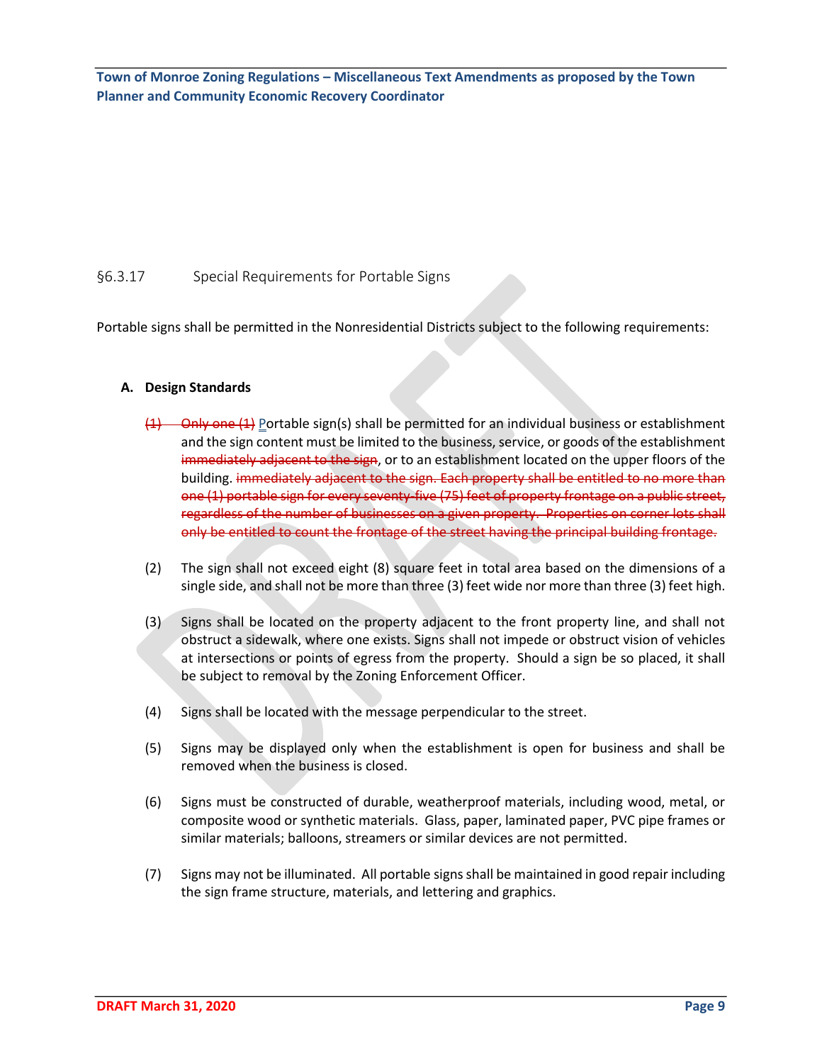§6.3.17 Special Requirements for Portable Signs

Portable signs shall be permitted in the Nonresidential Districts subject to the following requirements:

**A. Design Standards**

(1) ~~Only one (1)~~ Portable sign(s) shall be permitted for an individual business or establishment and the sign content must be limited to the business, service, or goods of the establishment ~~immediately adjacent to the sign~~, or to an establishment located on the upper floors of the building. ~~immediately adjacent to the sign. Each property shall be entitled to no more than one (1) portable sign for every seventy-five (75) feet of property frontage on a public street, regardless of the number of businesses on a given property. Properties on corner lots shall only be entitled to count the frontage of the street having the principal building frontage.~~

(2) The sign shall not exceed eight (8) square feet in total area based on the dimensions of a single side, and shall not be more than three (3) feet wide nor more than three (3) feet high.

(3) Signs shall be located on the property adjacent to the front property line, and shall not obstruct a sidewalk, where one exists. Signs shall not impede or obstruct vision of vehicles at intersections or points of egress from the property. Should a sign be so placed, it shall be subject to removal by the Zoning Enforcement Officer.

(4) Signs shall be located with the message perpendicular to the street.

(5) Signs may be displayed only when the establishment is open for business and shall be removed when the business is closed.

(6) Signs must be constructed of durable, weatherproof materials, including wood, metal, or composite wood or synthetic materials. Glass, paper, laminated paper, PVC pipe frames or similar materials; balloons, streamers or similar devices are not permitted.

(7) Signs may not be illuminated. All portable signs shall be maintained in good repair including the sign frame structure, materials, and lettering and graphics.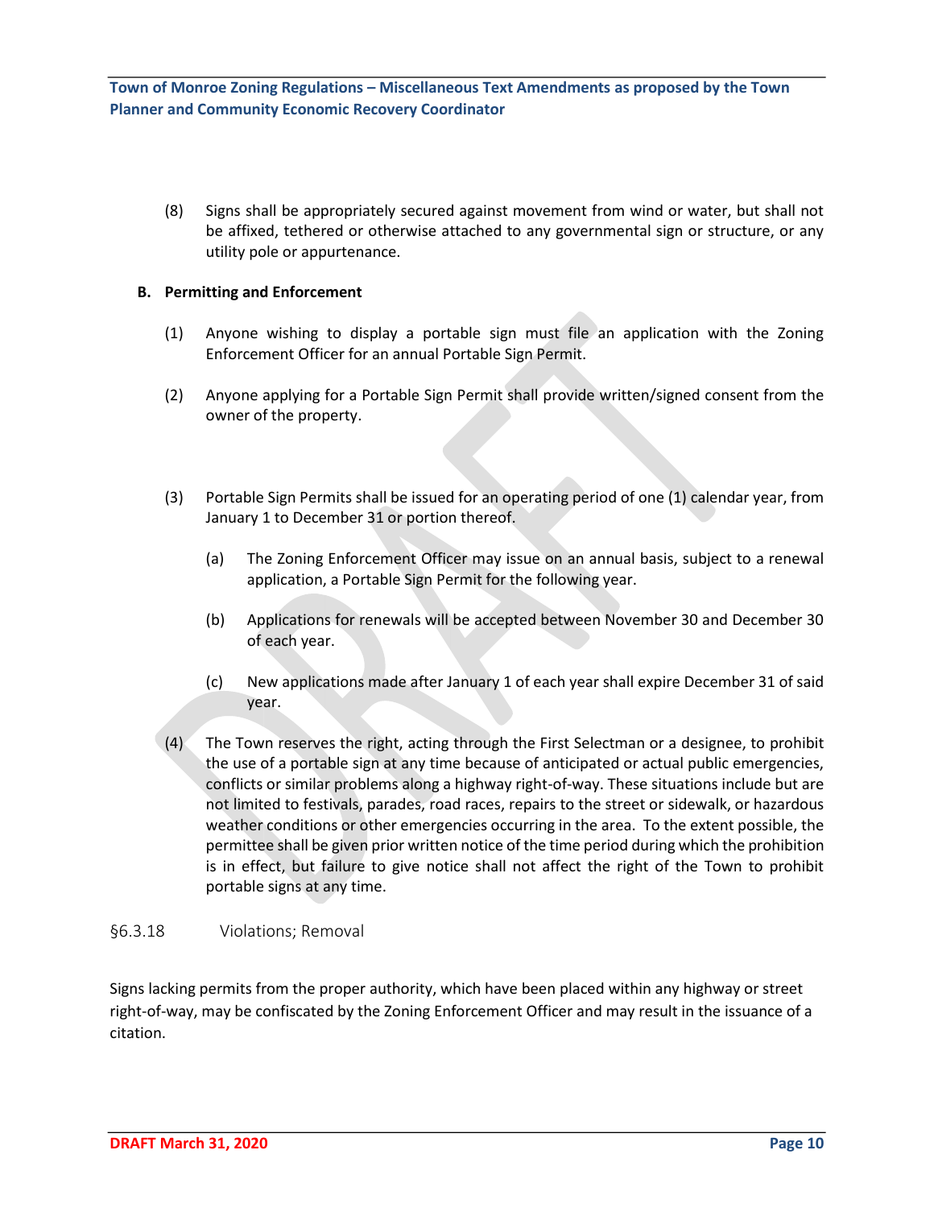(8) Signs shall be appropriately secured against movement from wind or water, but shall not be affixed, tethered or otherwise attached to any governmental sign or structure, or any utility pole or appurtenance.

**B. Permitting and Enforcement**

(1) Anyone wishing to display a portable sign must file an application with the Zoning Enforcement Officer for an annual Portable Sign Permit.

(2) Anyone applying for a Portable Sign Permit shall provide written/signed consent from the owner of the property.

(3) Portable Sign Permits shall be issued for an operating period of one (1) calendar year, from January 1 to December 31 or portion thereof.

(a) The Zoning Enforcement Officer may issue on an annual basis, subject to a renewal application, a Portable Sign Permit for the following year.

(b) Applications for renewals will be accepted between November 30 and December 30 of each year.

(c) New applications made after January 1 of each year shall expire December 31 of said year.

(4) The Town reserves the right, acting through the First Selectman or a designee, to prohibit the use of a portable sign at any time because of anticipated or actual public emergencies, conflicts or similar problems along a highway right-of-way. These situations include but are not limited to festivals, parades, road races, repairs to the street or sidewalk, or hazardous weather conditions or other emergencies occurring in the area. To the extent possible, the permittee shall be given prior written notice of the time period during which the prohibition is in effect, but failure to give notice shall not affect the right of the Town to prohibit portable signs at any time.

§6.3.18 Violations; Removal

Signs lacking permits from the proper authority, which have been placed within any highway or street right-of-way, may be confiscated by the Zoning Enforcement Officer and may result in the issuance of a citation.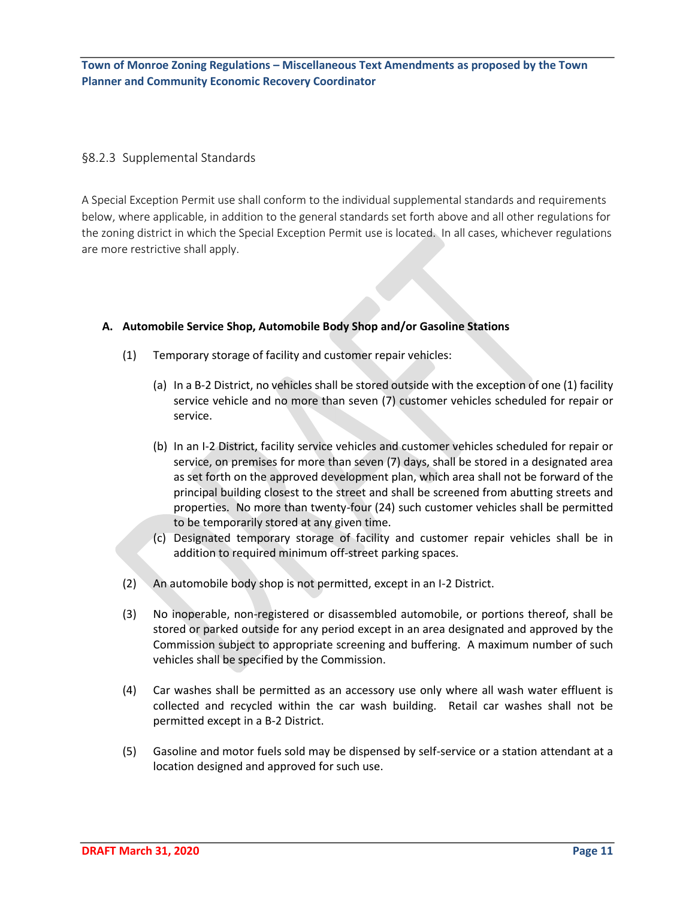## §8.2.3 Supplemental Standards

A Special Exception Permit use shall conform to the individual supplemental standards and requirements below, where applicable, in addition to the general standards set forth above and all other regulations for the zoning district in which the Special Exception Permit use is located. In all cases, whichever regulations are more restrictive shall apply.

### A. Automobile Service Shop, Automobile Body Shop and/or Gasoline Stations

(1) Temporary storage of facility and customer repair vehicles:

(a) In a B-2 District, no vehicles shall be stored outside with the exception of one (1) facility service vehicle and no more than seven (7) customer vehicles scheduled for repair or service.

(b) In an I-2 District, facility service vehicles and customer vehicles scheduled for repair or service, on premises for more than seven (7) days, shall be stored in a designated area as set forth on the approved development plan, which area shall not be forward of the principal building closest to the street and shall be screened from abutting streets and properties. No more than twenty-four (24) such customer vehicles shall be permitted to be temporarily stored at any given time.

(c) Designated temporary storage of facility and customer repair vehicles shall be in addition to required minimum off-street parking spaces.

(2) An automobile body shop is not permitted, except in an I-2 District.

(3) No inoperable, non-registered or disassembled automobile, or portions thereof, shall be stored or parked outside for any period except in an area designated and approved by the Commission subject to appropriate screening and buffering. A maximum number of such vehicles shall be specified by the Commission.

(4) Car washes shall be permitted as an accessory use only where all wash water effluent is collected and recycled within the car wash building. Retail car washes shall not be permitted except in a B-2 District.

(5) Gasoline and motor fuels sold may be dispensed by self-service or a station attendant at a location designed and approved for such use.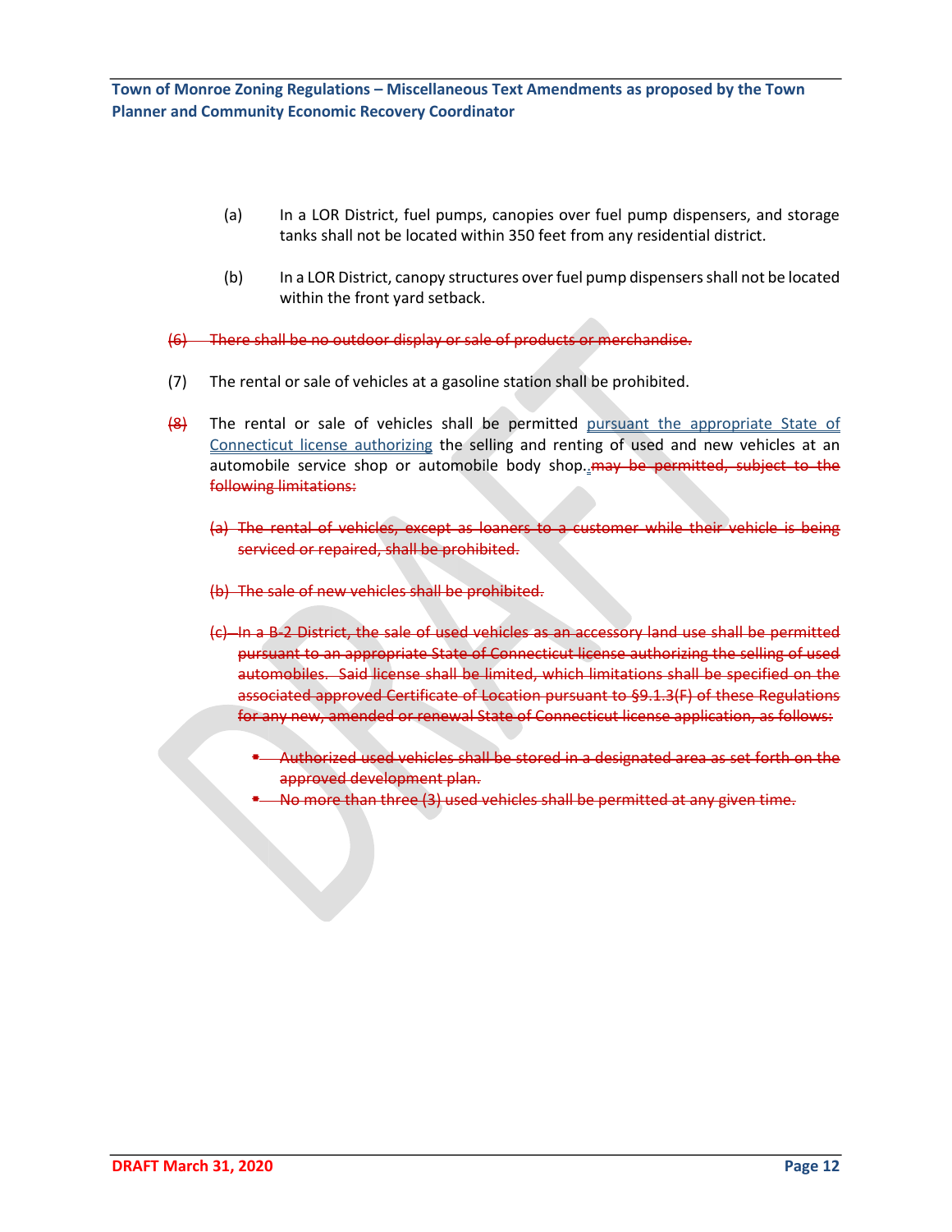(a) In a LOR District, fuel pumps, canopies over fuel pump dispensers, and storage tanks shall not be located within 350 feet from any residential district.

(b) In a LOR District, canopy structures over fuel pump dispensers shall not be located within the front yard setback.

~~(6) There shall be no outdoor display or sale of products or merchandise.~~

(7) The rental or sale of vehicles at a gasoline station shall be prohibited.

~~(8)~~ The rental or sale of vehicles shall be permitted pursuant the appropriate State of Connecticut license authorizing the selling and renting of used and new vehicles at an automobile service shop or automobile body shop.. ~~may be permitted, subject to the following limitations:~~

~~(a) The rental of vehicles, except as loaners to a customer while their vehicle is being serviced or repaired, shall be prohibited.~~

~~(b) The sale of new vehicles shall be prohibited.~~

~~(c) In a B-2 District, the sale of used vehicles as an accessory land use shall be permitted pursuant to an appropriate State of Connecticut license authorizing the selling of used automobiles. Said license shall be limited, which limitations shall be specified on the associated approved Certificate of Location pursuant to §9.1.3(F) of these Regulations for any new, amended or renewal State of Connecticut license application, as follows:~~

- ~~Authorized used vehicles shall be stored in a designated area as set forth on the approved development plan.~~
- ~~No more than three (3) used vehicles shall be permitted at any given time.~~